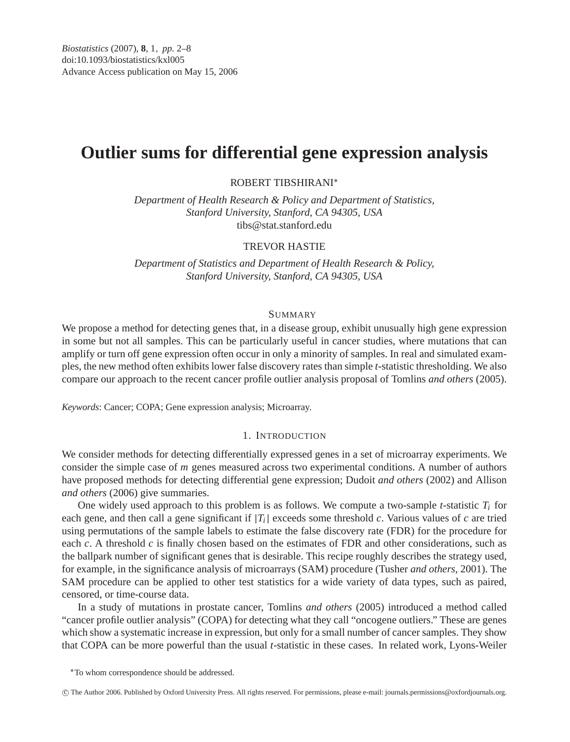Biostatistics (2007), **8**, 1, pp. 2–8
doi:10.1093/biostatistics/kxl005
Advance Access publication on May 15, 2006

# Outlier sums for differential gene expression analysis

ROBERT TIBSHIRANI*

*Department of Health Research & Policy and Department of Statistics, Stanford University, Stanford, CA 94305, USA*
tibs@stat.stanford.edu

TREVOR HASTIE

*Department of Statistics and Department of Health Research & Policy, Stanford University, Stanford, CA 94305, USA*

## SUMMARY

We propose a method for detecting genes that, in a disease group, exhibit unusually high gene expression in some but not all samples. This can be particularly useful in cancer studies, where mutations that can amplify or turn off gene expression often occur in only a minority of samples. In real and simulated examples, the new method often exhibits lower false discovery rates than simple $t$-statistic thresholding. We also compare our approach to the recent cancer profile outlier analysis proposal of Tomlins *and others* (2005).

*Keywords*: Cancer; COPA; Gene expression analysis; Microarray.

## 1. INTRODUCTION

We consider methods for detecting differentially expressed genes in a set of microarray experiments. We consider the simple case of $m$ genes measured across two experimental conditions. A number of authors have proposed methods for detecting differential gene expression; Dudoit *and others* (2002) and Allison *and others* (2006) give summaries.

One widely used approach to this problem is as follows. We compute a two-sample $t$-statistic $T_i$ for each gene, and then call a gene significant if $|T_i|$ exceeds some threshold $c$. Various values of $c$ are tried using permutations of the sample labels to estimate the false discovery rate (FDR) for the procedure for each $c$. A threshold $c$ is finally chosen based on the estimates of FDR and other considerations, such as the ballpark number of significant genes that is desirable. This recipe roughly describes the strategy used, for example, in the significance analysis of microarrays (SAM) procedure (Tusher *and others*, 2001). The SAM procedure can be applied to other test statistics for a wide variety of data types, such as paired, censored, or time-course data.

In a study of mutations in prostate cancer, Tomlins *and others* (2005) introduced a method called "cancer profile outlier analysis" (COPA) for detecting what they call "oncogene outliers." These are genes which show a systematic increase in expression, but only for a small number of cancer samples. They show that COPA can be more powerful than the usual $t$-statistic in these cases. In related work, Lyons-Weiler

*To whom correspondence should be addressed.

© The Author 2006. Published by Oxford University Press. All rights reserved. For permissions, please e-mail: journals.permissions@oxfordjournals.org.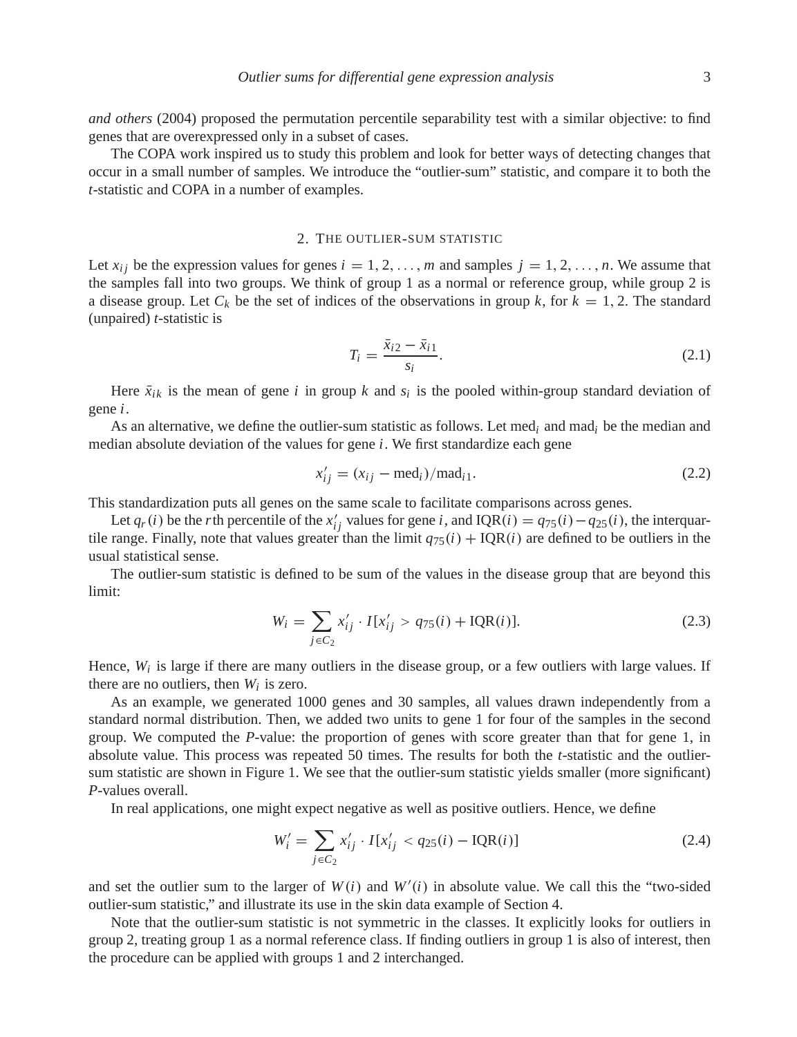*and others* (2004) proposed the permutation percentile separability test with a similar objective: to find genes that are overexpressed only in a subset of cases.

The COPA work inspired us to study this problem and look for better ways of detecting changes that occur in a small number of samples. We introduce the "outlier-sum" statistic, and compare it to both the $t$-statistic and COPA in a number of examples.

## 2. The outlier-sum statistic

Let $x_{ij}$ be the expression values for genes $i = 1, 2, \ldots, m$ and samples $j = 1, 2, \ldots, n$. We assume that the samples fall into two groups. We think of group 1 as a normal or reference group, while group 2 is a disease group. Let $C_k$ be the set of indices of the observations in group $k$, for $k = 1, 2$. The standard (unpaired) $t$-statistic is

$$T_i = \frac{\bar{x}_{i2} - \bar{x}_{i1}}{s_i}. \tag{2.1}$$

Here $\bar{x}_{ik}$ is the mean of gene $i$ in group $k$ and $s_i$ is the pooled within-group standard deviation of gene $i$.

As an alternative, we define the outlier-sum statistic as follows. Let $\text{med}_i$ and $\text{mad}_i$ be the median and median absolute deviation of the values for gene $i$. We first standardize each gene

$$x'_{ij} = (x_{ij} - \text{med}_i)/\text{mad}_{i1}. \tag{2.2}$$

This standardization puts all genes on the same scale to facilitate comparisons across genes.

Let $q_r(i)$ be the $r$th percentile of the $x'_{ij}$ values for gene $i$, and $\text{IQR}(i) = q_{75}(i) - q_{25}(i)$, the interquartile range. Finally, note that values greater than the limit $q_{75}(i) + \text{IQR}(i)$ are defined to be outliers in the usual statistical sense.

The outlier-sum statistic is defined to be sum of the values in the disease group that are beyond this limit:

$$W_i = \sum_{j \in C_2} x'_{ij} \cdot I[x'_{ij} > q_{75}(i) + \text{IQR}(i)]. \tag{2.3}$$

Hence, $W_i$ is large if there are many outliers in the disease group, or a few outliers with large values. If there are no outliers, then $W_i$ is zero.

As an example, we generated 1000 genes and 30 samples, all values drawn independently from a standard normal distribution. Then, we added two units to gene 1 for four of the samples in the second group. We computed the $P$-value: the proportion of genes with score greater than that for gene 1, in absolute value. This process was repeated 50 times. The results for both the $t$-statistic and the outlier-sum statistic are shown in Figure 1. We see that the outlier-sum statistic yields smaller (more significant) $P$-values overall.

In real applications, one might expect negative as well as positive outliers. Hence, we define

$$W'_i = \sum_{j \in C_2} x'_{ij} \cdot I[x'_{ij} < q_{25}(i) - \text{IQR}(i)] \tag{2.4}$$

and set the outlier sum to the larger of $W(i)$ and $W'(i)$ in absolute value. We call this the "two-sided outlier-sum statistic," and illustrate its use in the skin data example of Section 4.

Note that the outlier-sum statistic is not symmetric in the classes. It explicitly looks for outliers in group 2, treating group 1 as a normal reference class. If finding outliers in group 1 is also of interest, then the procedure can be applied with groups 1 and 2 interchanged.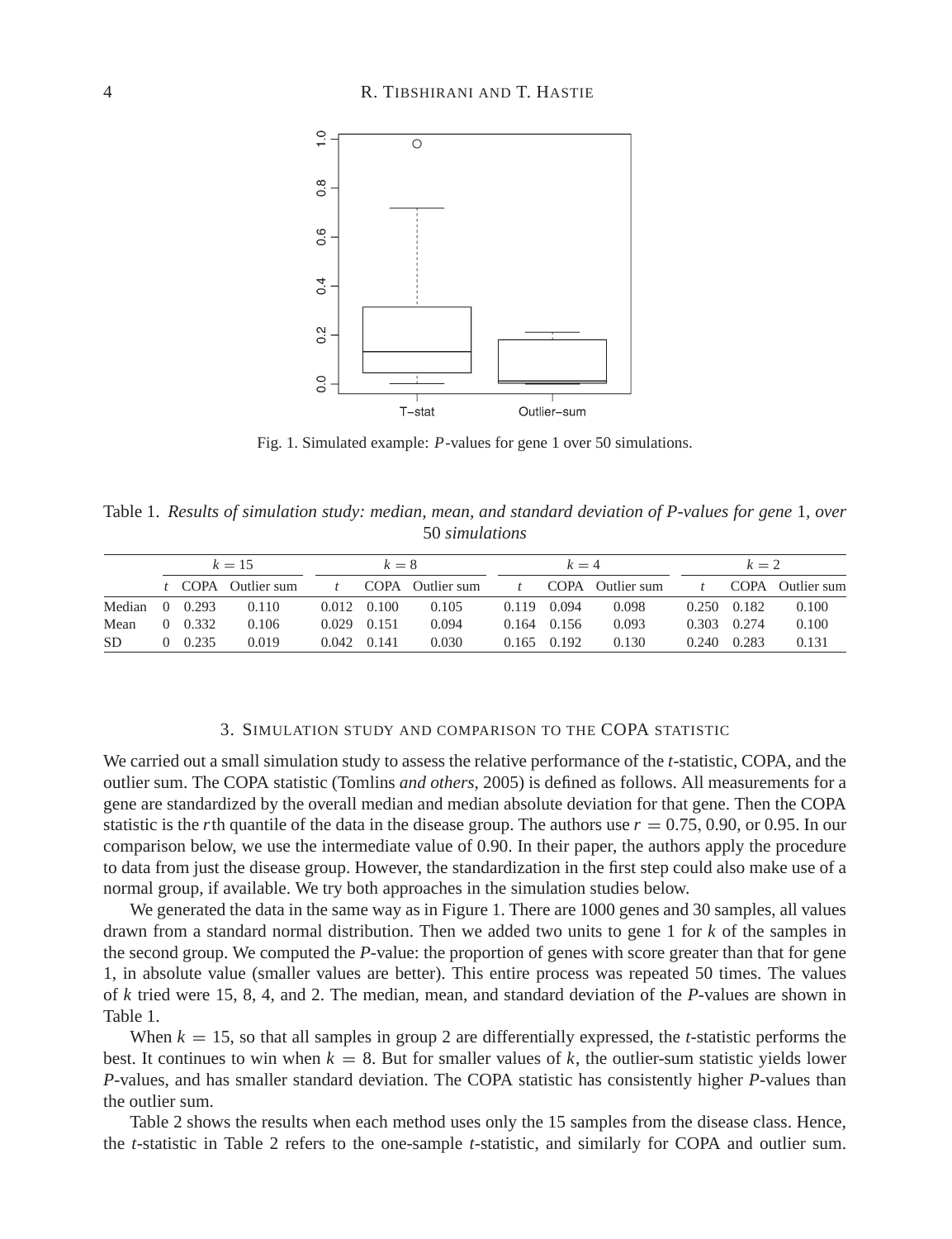Fig. 1. Simulated example: $P$-values for gene 1 over 50 simulations.

Table 1. *Results of simulation study: median, mean, and standard deviation of P-values for gene* 1, *over* 50 *simulations*

| | $k = 15$ | | | $k = 8$ | | | $k = 4$ | | | $k = 2$ | | |
|---|---|---|---|---|---|---|---|---|---|---|---|---|
| | $t$ | COPA | Outlier sum | $t$ | COPA | Outlier sum | $t$ | COPA | Outlier sum | $t$ | COPA | Outlier sum |
| Median | 0 | 0.293 | 0.110 | 0.012 | 0.100 | 0.105 | 0.119 | 0.094 | 0.098 | 0.250 | 0.182 | 0.100 |
| Mean | 0 | 0.332 | 0.106 | 0.029 | 0.151 | 0.094 | 0.164 | 0.156 | 0.093 | 0.303 | 0.274 | 0.100 |
| SD | 0 | 0.235 | 0.019 | 0.042 | 0.141 | 0.030 | 0.165 | 0.192 | 0.130 | 0.240 | 0.283 | 0.131 |

## 3. Simulation study and comparison to the COPA statistic

We carried out a small simulation study to assess the relative performance of the $t$-statistic, COPA, and the outlier sum. The COPA statistic (Tomlins *and others*, 2005) is defined as follows. All measurements for a gene are standardized by the overall median and median absolute deviation for that gene. Then the COPA statistic is the $r$th quantile of the data in the disease group. The authors use $r = 0.75$, 0.90, or 0.95. In our comparison below, we use the intermediate value of 0.90. In their paper, the authors apply the procedure to data from just the disease group. However, the standardization in the first step could also make use of a normal group, if available. We try both approaches in the simulation studies below.

We generated the data in the same way as in Figure 1. There are 1000 genes and 30 samples, all values drawn from a standard normal distribution. Then we added two units to gene 1 for $k$ of the samples in the second group. We computed the $P$-value: the proportion of genes with score greater than that for gene 1, in absolute value (smaller values are better). This entire process was repeated 50 times. The values of $k$ tried were 15, 8, 4, and 2. The median, mean, and standard deviation of the $P$-values are shown in Table 1.

When $k = 15$, so that all samples in group 2 are differentially expressed, the $t$-statistic performs the best. It continues to win when $k = 8$. But for smaller values of $k$, the outlier-sum statistic yields lower $P$-values, and has smaller standard deviation. The COPA statistic has consistently higher $P$-values than the outlier sum.

Table 2 shows the results when each method uses only the 15 samples from the disease class. Hence, the $t$-statistic in Table 2 refers to the one-sample $t$-statistic, and similarly for COPA and outlier sum.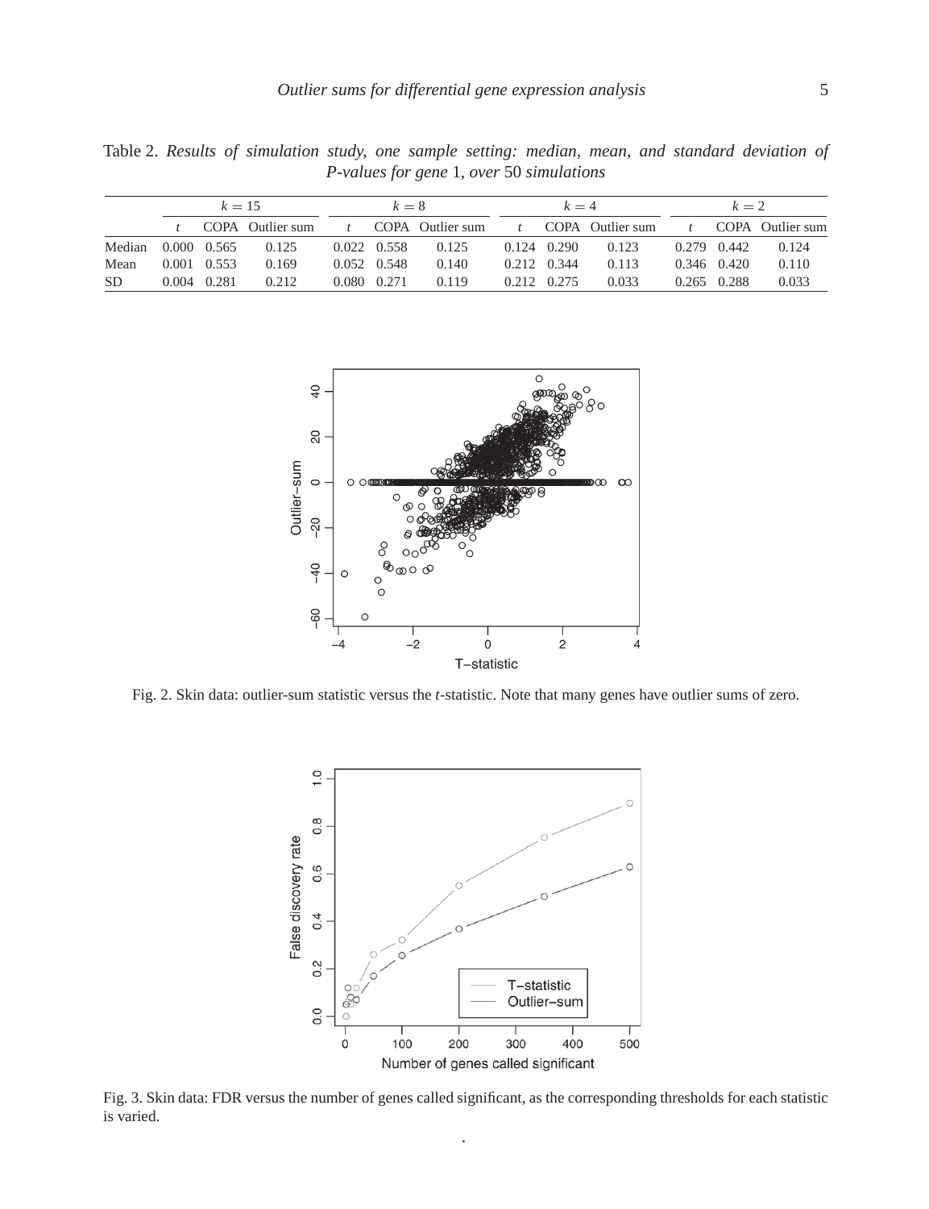Table 2. *Results of simulation study, one sample setting: median, mean, and standard deviation of P-values for gene* 1*, over* 50 *simulations*

| | $k = 15$ | | | $k = 8$ | | | $k = 4$ | | | $k = 2$ | | |
|---|---|---|---|---|---|---|---|---|---|---|---|---|
| | $t$ | COPA | Outlier sum | $t$ | COPA | Outlier sum | $t$ | COPA | Outlier sum | $t$ | COPA | Outlier sum |
| Median | 0.000 | 0.565 | 0.125 | 0.022 | 0.558 | 0.125 | 0.124 | 0.290 | 0.123 | 0.279 | 0.442 | 0.124 |
| Mean | 0.001 | 0.553 | 0.169 | 0.052 | 0.548 | 0.140 | 0.212 | 0.344 | 0.113 | 0.346 | 0.420 | 0.110 |
| SD | 0.004 | 0.281 | 0.212 | 0.080 | 0.271 | 0.119 | 0.212 | 0.275 | 0.033 | 0.265 | 0.288 | 0.033 |

Fig. 2. Skin data: outlier-sum statistic versus the *t*-statistic. Note that many genes have outlier sums of zero.

Fig. 3. Skin data: FDR versus the number of genes called significant, as the corresponding thresholds for each statistic is varied.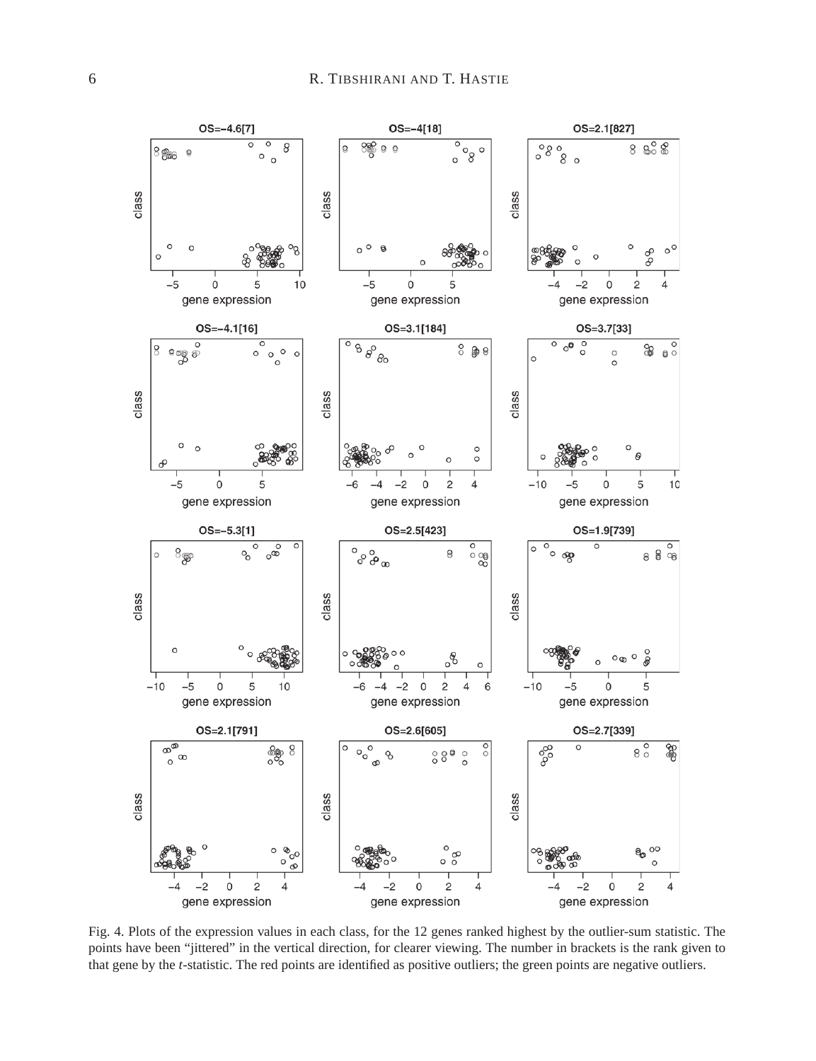Fig. 4. Plots of the expression values in each class, for the 12 genes ranked highest by the outlier-sum statistic. The points have been "jittered" in the vertical direction, for clearer viewing. The number in brackets is the rank given to that gene by the *t*-statistic. The red points are identified as positive outliers; the green points are negative outliers.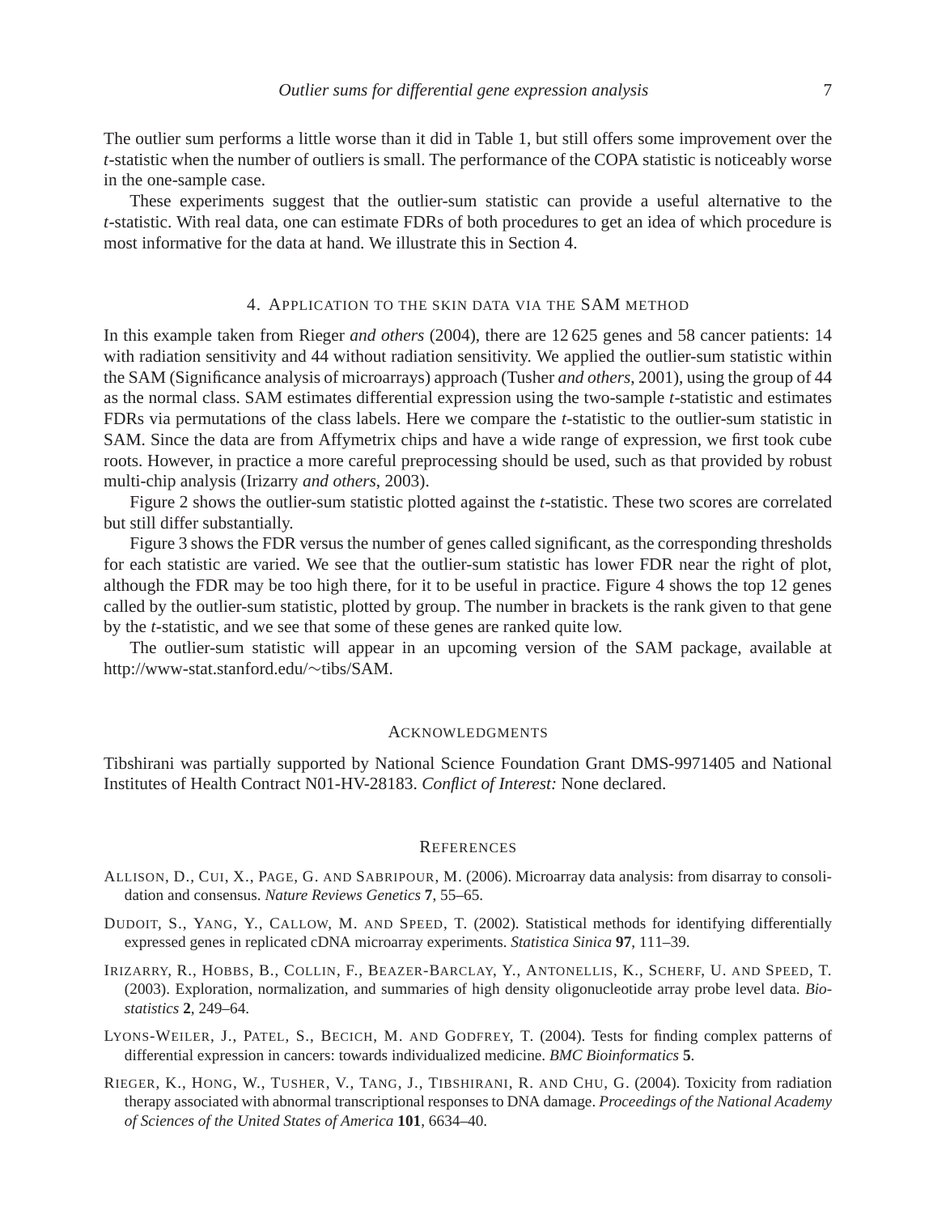The outlier sum performs a little worse than it did in Table 1, but still offers some improvement over the $t$-statistic when the number of outliers is small. The performance of the COPA statistic is noticeably worse in the one-sample case.

These experiments suggest that the outlier-sum statistic can provide a useful alternative to the $t$-statistic. With real data, one can estimate FDRs of both procedures to get an idea of which procedure is most informative for the data at hand. We illustrate this in Section 4.

## 4. Application to the skin data via the SAM method

In this example taken from Rieger *and others* (2004), there are 12 625 genes and 58 cancer patients: 14 with radiation sensitivity and 44 without radiation sensitivity. We applied the outlier-sum statistic within the SAM (Significance analysis of microarrays) approach (Tusher *and others*, 2001), using the group of 44 as the normal class. SAM estimates differential expression using the two-sample $t$-statistic and estimates FDRs via permutations of the class labels. Here we compare the $t$-statistic to the outlier-sum statistic in SAM. Since the data are from Affymetrix chips and have a wide range of expression, we first took cube roots. However, in practice a more careful preprocessing should be used, such as that provided by robust multi-chip analysis (Irizarry *and others*, 2003).

Figure 2 shows the outlier-sum statistic plotted against the $t$-statistic. These two scores are correlated but still differ substantially.

Figure 3 shows the FDR versus the number of genes called significant, as the corresponding thresholds for each statistic are varied. We see that the outlier-sum statistic has lower FDR near the right of plot, although the FDR may be too high there, for it to be useful in practice. Figure 4 shows the top 12 genes called by the outlier-sum statistic, plotted by group. The number in brackets is the rank given to that gene by the $t$-statistic, and we see that some of these genes are ranked quite low.

The outlier-sum statistic will appear in an upcoming version of the SAM package, available at http://www-stat.stanford.edu/∼tibs/SAM.

## Acknowledgments

Tibshirani was partially supported by National Science Foundation Grant DMS-9971405 and National Institutes of Health Contract N01-HV-28183. *Conflict of Interest:* None declared.

## References

Allison, D., Cui, X., Page, G. and Sabripour, M. (2006). Microarray data analysis: from disarray to consolidation and consensus. *Nature Reviews Genetics* **7**, 55–65.

Dudoit, S., Yang, Y., Callow, M. and Speed, T. (2002). Statistical methods for identifying differentially expressed genes in replicated cDNA microarray experiments. *Statistica Sinica* **97**, 111–39.

Irizarry, R., Hobbs, B., Collin, F., Beazer-Barclay, Y., Antonellis, K., Scherf, U. and Speed, T. (2003). Exploration, normalization, and summaries of high density oligonucleotide array probe level data. *Biostatistics* **2**, 249–64.

Lyons-Weiler, J., Patel, S., Becich, M. and Godfrey, T. (2004). Tests for finding complex patterns of differential expression in cancers: towards individualized medicine. *BMC Bioinformatics* **5**.

Rieger, K., Hong, W., Tusher, V., Tang, J., Tibshirani, R. and Chu, G. (2004). Toxicity from radiation therapy associated with abnormal transcriptional responses to DNA damage. *Proceedings of the National Academy of Sciences of the United States of America* **101**, 6634–40.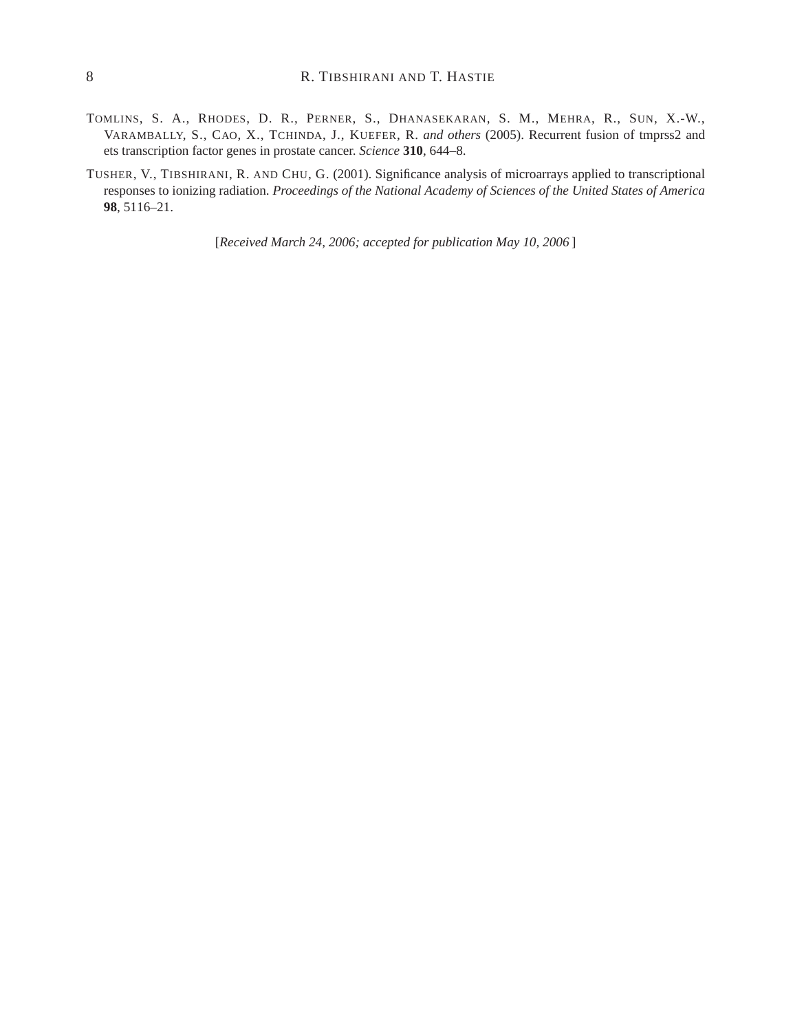TOMLINS, S. A., RHODES, D. R., PERNER, S., DHANASEKARAN, S. M., MEHRA, R., SUN, X.-W., VARAMBALLY, S., CAO, X., TCHINDA, J., KUEFER, R. *and others* (2005). Recurrent fusion of tmprss2 and ets transcription factor genes in prostate cancer. *Science* **310**, 644–8.

TUSHER, V., TIBSHIRANI, R. AND CHU, G. (2001). Significance analysis of microarrays applied to transcriptional responses to ionizing radiation. *Proceedings of the National Academy of Sciences of the United States of America* **98**, 5116–21.

[*Received March 24, 2006; accepted for publication May 10, 2006*]